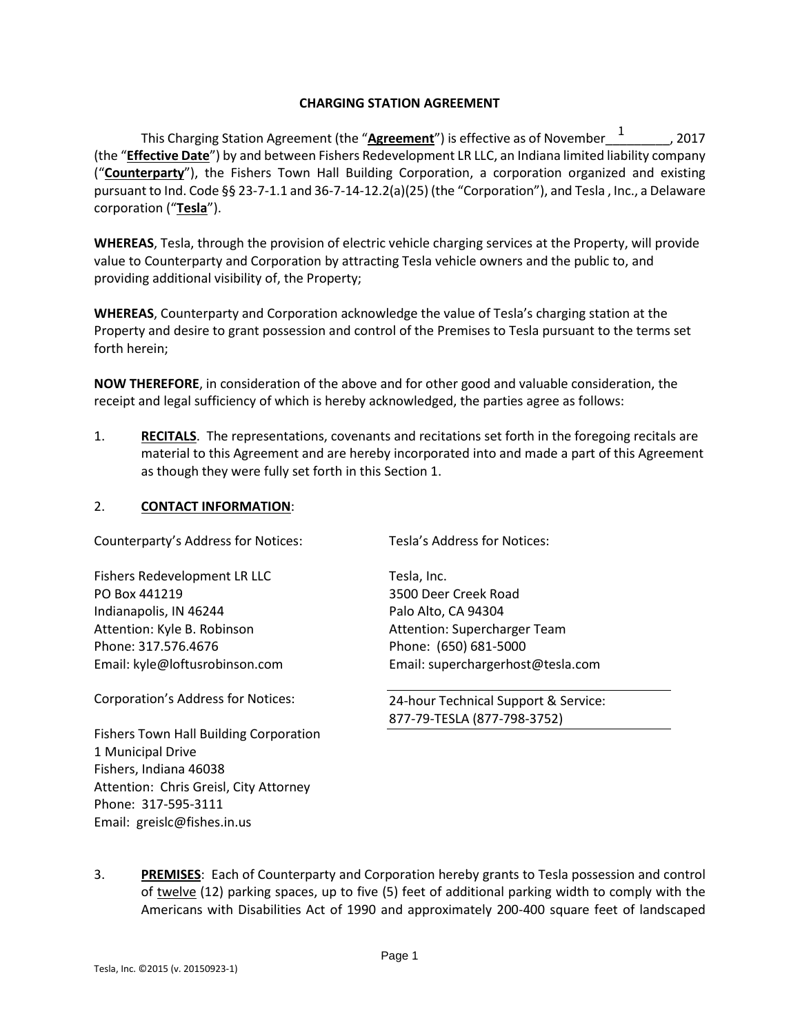# CHARGING STATION AGREEMENT

This Charging Station Agreement (the "**Agreement**") is effective as of November 1, 2017 (the "**Effective Date**") by and between Fishers Redevelopment LR LLC, an Indiana limited liability company ("**Counterparty**"), the Fishers Town Hall Building Corporation, a corporation organized and existing pursuant to Ind. Code §§ 23-7-1.1 and 36-7-14-12.2(a)(25) (the "Corporation"), and Tesla , Inc., a Delaware corporation ("**Tesla**").

**WHEREAS**, Tesla, through the provision of electric vehicle charging services at the Property, will provide value to Counterparty and Corporation by attracting Tesla vehicle owners and the public to, and providing additional visibility of, the Property;

**WHEREAS**, Counterparty and Corporation acknowledge the value of Tesla's charging station at the Property and desire to grant possession and control of the Premises to Tesla pursuant to the terms set forth herein;

**NOW THEREFORE**, in consideration of the above and for other good and valuable consideration, the receipt and legal sufficiency of which is hereby acknowledged, the parties agree as follows:

1. **RECITALS**. The representations, covenants and recitations set forth in the foregoing recitals are material to this Agreement and are hereby incorporated into and made a part of this Agreement as though they were fully set forth in this Section 1.

2. **CONTACT INFORMATION**:

Counterparty's Address for Notices:

Fishers Redevelopment LR LLC
PO Box 441219
Indianapolis, IN 46244
Attention: Kyle B. Robinson
Phone: 317.576.4676
Email: kyle@loftusrobinson.com

Corporation's Address for Notices:

Fishers Town Hall Building Corporation
1 Municipal Drive
Fishers, Indiana 46038
Attention: Chris Greisl, City Attorney
Phone: 317-595-3111
Email: greislc@fishes.in.us

Tesla's Address for Notices:

Tesla, Inc.
3500 Deer Creek Road
Palo Alto, CA 94304
Attention: Supercharger Team
Phone: (650) 681-5000
Email: superchargerhost@tesla.com

24-hour Technical Support & Service:
877-79-TESLA (877-798-3752)

3. **PREMISES**: Each of Counterparty and Corporation hereby grants to Tesla possession and control of twelve (12) parking spaces, up to five (5) feet of additional parking width to comply with the Americans with Disabilities Act of 1990 and approximately 200-400 square feet of landscaped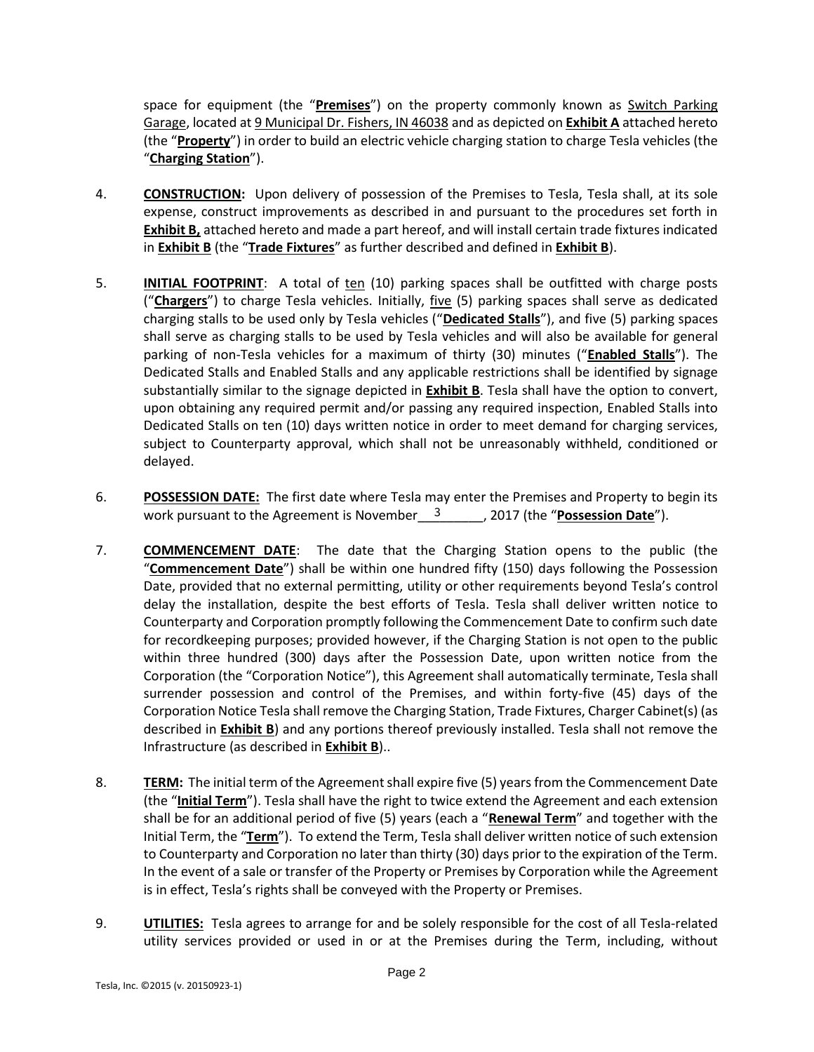space for equipment (the "**Premises**") on the property commonly known as Switch Parking Garage, located at 9 Municipal Dr. Fishers, IN 46038 and as depicted on **Exhibit A** attached hereto (the "**Property**") in order to build an electric vehicle charging station to charge Tesla vehicles (the "**Charging Station**").

4. **CONSTRUCTION:** Upon delivery of possession of the Premises to Tesla, Tesla shall, at its sole expense, construct improvements as described in and pursuant to the procedures set forth in **Exhibit B,** attached hereto and made a part hereof, and will install certain trade fixtures indicated in **Exhibit B** (the "**Trade Fixtures**" as further described and defined in **Exhibit B**).

5. **INITIAL FOOTPRINT**: A total of ten (10) parking spaces shall be outfitted with charge posts ("**Chargers**") to charge Tesla vehicles. Initially, five (5) parking spaces shall serve as dedicated charging stalls to be used only by Tesla vehicles ("**Dedicated Stalls**"), and five (5) parking spaces shall serve as charging stalls to be used by Tesla vehicles and will also be available for general parking of non-Tesla vehicles for a maximum of thirty (30) minutes ("**Enabled Stalls**"). The Dedicated Stalls and Enabled Stalls and any applicable restrictions shall be identified by signage substantially similar to the signage depicted in **Exhibit B**. Tesla shall have the option to convert, upon obtaining any required permit and/or passing any required inspection, Enabled Stalls into Dedicated Stalls on ten (10) days written notice in order to meet demand for charging services, subject to Counterparty approval, which shall not be unreasonably withheld, conditioned or delayed.

6. **POSSESSION DATE:** The first date where Tesla may enter the Premises and Property to begin its work pursuant to the Agreement is November 3, 2017 (the "**Possession Date**").

7. **COMMENCEMENT DATE**: The date that the Charging Station opens to the public (the "**Commencement Date**") shall be within one hundred fifty (150) days following the Possession Date, provided that no external permitting, utility or other requirements beyond Tesla's control delay the installation, despite the best efforts of Tesla. Tesla shall deliver written notice to Counterparty and Corporation promptly following the Commencement Date to confirm such date for recordkeeping purposes; provided however, if the Charging Station is not open to the public within three hundred (300) days after the Possession Date, upon written notice from the Corporation (the "Corporation Notice"), this Agreement shall automatically terminate, Tesla shall surrender possession and control of the Premises, and within forty-five (45) days of the Corporation Notice Tesla shall remove the Charging Station, Trade Fixtures, Charger Cabinet(s) (as described in **Exhibit B**) and any portions thereof previously installed. Tesla shall not remove the Infrastructure (as described in **Exhibit B**)..

8. **TERM:** The initial term of the Agreement shall expire five (5) years from the Commencement Date (the "**Initial Term**"). Tesla shall have the right to twice extend the Agreement and each extension shall be for an additional period of five (5) years (each a "**Renewal Term**" and together with the Initial Term, the "**Term**"). To extend the Term, Tesla shall deliver written notice of such extension to Counterparty and Corporation no later than thirty (30) days prior to the expiration of the Term. In the event of a sale or transfer of the Property or Premises by Corporation while the Agreement is in effect, Tesla's rights shall be conveyed with the Property or Premises.

9. **UTILITIES:** Tesla agrees to arrange for and be solely responsible for the cost of all Tesla-related utility services provided or used in or at the Premises during the Term, including, without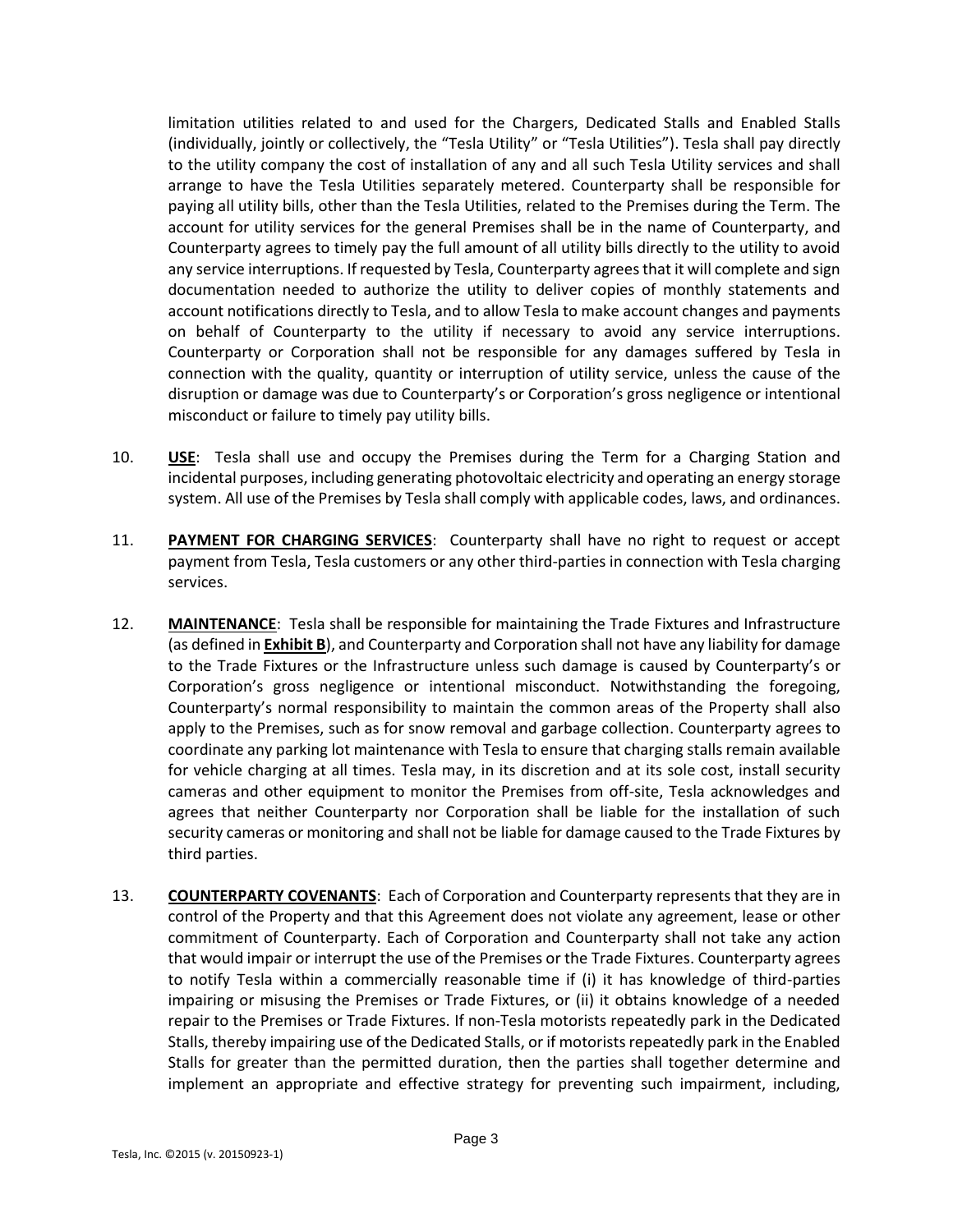limitation utilities related to and used for the Chargers, Dedicated Stalls and Enabled Stalls (individually, jointly or collectively, the "Tesla Utility" or "Tesla Utilities"). Tesla shall pay directly to the utility company the cost of installation of any and all such Tesla Utility services and shall arrange to have the Tesla Utilities separately metered. Counterparty shall be responsible for paying all utility bills, other than the Tesla Utilities, related to the Premises during the Term. The account for utility services for the general Premises shall be in the name of Counterparty, and Counterparty agrees to timely pay the full amount of all utility bills directly to the utility to avoid any service interruptions. If requested by Tesla, Counterparty agrees that it will complete and sign documentation needed to authorize the utility to deliver copies of monthly statements and account notifications directly to Tesla, and to allow Tesla to make account changes and payments on behalf of Counterparty to the utility if necessary to avoid any service interruptions. Counterparty or Corporation shall not be responsible for any damages suffered by Tesla in connection with the quality, quantity or interruption of utility service, unless the cause of the disruption or damage was due to Counterparty's or Corporation's gross negligence or intentional misconduct or failure to timely pay utility bills.

10. **USE**: Tesla shall use and occupy the Premises during the Term for a Charging Station and incidental purposes, including generating photovoltaic electricity and operating an energy storage system. All use of the Premises by Tesla shall comply with applicable codes, laws, and ordinances.

11. **PAYMENT FOR CHARGING SERVICES**: Counterparty shall have no right to request or accept payment from Tesla, Tesla customers or any other third-parties in connection with Tesla charging services.

12. **MAINTENANCE**: Tesla shall be responsible for maintaining the Trade Fixtures and Infrastructure (as defined in **Exhibit B**), and Counterparty and Corporation shall not have any liability for damage to the Trade Fixtures or the Infrastructure unless such damage is caused by Counterparty's or Corporation's gross negligence or intentional misconduct. Notwithstanding the foregoing, Counterparty's normal responsibility to maintain the common areas of the Property shall also apply to the Premises, such as for snow removal and garbage collection. Counterparty agrees to coordinate any parking lot maintenance with Tesla to ensure that charging stalls remain available for vehicle charging at all times. Tesla may, in its discretion and at its sole cost, install security cameras and other equipment to monitor the Premises from off-site, Tesla acknowledges and agrees that neither Counterparty nor Corporation shall be liable for the installation of such security cameras or monitoring and shall not be liable for damage caused to the Trade Fixtures by third parties.

13. **COUNTERPARTY COVENANTS**: Each of Corporation and Counterparty represents that they are in control of the Property and that this Agreement does not violate any agreement, lease or other commitment of Counterparty. Each of Corporation and Counterparty shall not take any action that would impair or interrupt the use of the Premises or the Trade Fixtures. Counterparty agrees to notify Tesla within a commercially reasonable time if (i) it has knowledge of third-parties impairing or misusing the Premises or Trade Fixtures, or (ii) it obtains knowledge of a needed repair to the Premises or Trade Fixtures. If non-Tesla motorists repeatedly park in the Dedicated Stalls, thereby impairing use of the Dedicated Stalls, or if motorists repeatedly park in the Enabled Stalls for greater than the permitted duration, then the parties shall together determine and implement an appropriate and effective strategy for preventing such impairment, including,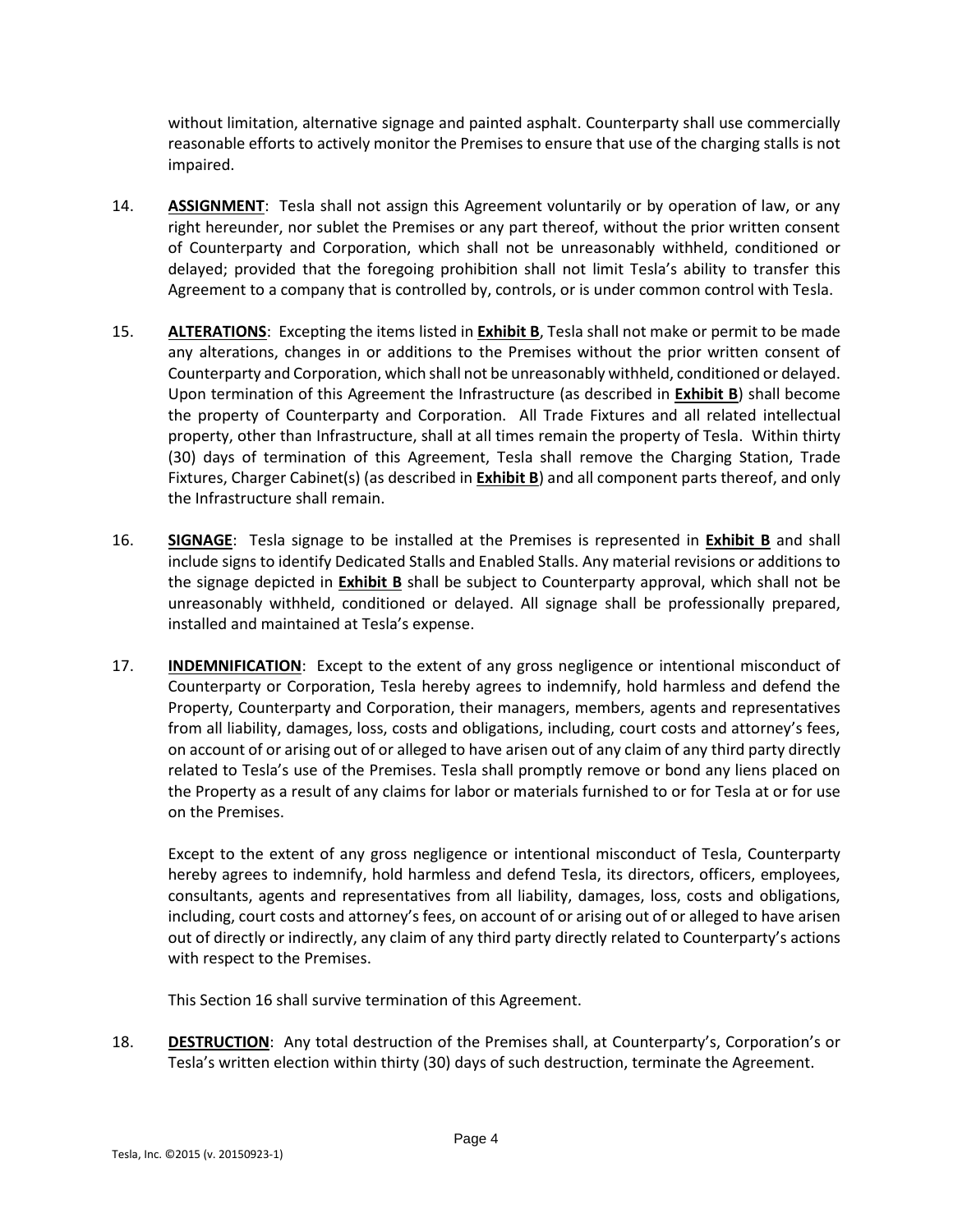without limitation, alternative signage and painted asphalt. Counterparty shall use commercially reasonable efforts to actively monitor the Premises to ensure that use of the charging stalls is not impaired.

14. **ASSIGNMENT**: Tesla shall not assign this Agreement voluntarily or by operation of law, or any right hereunder, nor sublet the Premises or any part thereof, without the prior written consent of Counterparty and Corporation, which shall not be unreasonably withheld, conditioned or delayed; provided that the foregoing prohibition shall not limit Tesla's ability to transfer this Agreement to a company that is controlled by, controls, or is under common control with Tesla.

15. **ALTERATIONS**: Excepting the items listed in **Exhibit B**, Tesla shall not make or permit to be made any alterations, changes in or additions to the Premises without the prior written consent of Counterparty and Corporation, which shall not be unreasonably withheld, conditioned or delayed. Upon termination of this Agreement the Infrastructure (as described in **Exhibit B**) shall become the property of Counterparty and Corporation. All Trade Fixtures and all related intellectual property, other than Infrastructure, shall at all times remain the property of Tesla. Within thirty (30) days of termination of this Agreement, Tesla shall remove the Charging Station, Trade Fixtures, Charger Cabinet(s) (as described in **Exhibit B**) and all component parts thereof, and only the Infrastructure shall remain.

16. **SIGNAGE**: Tesla signage to be installed at the Premises is represented in **Exhibit B** and shall include signs to identify Dedicated Stalls and Enabled Stalls. Any material revisions or additions to the signage depicted in **Exhibit B** shall be subject to Counterparty approval, which shall not be unreasonably withheld, conditioned or delayed. All signage shall be professionally prepared, installed and maintained at Tesla's expense.

17. **INDEMNIFICATION**: Except to the extent of any gross negligence or intentional misconduct of Counterparty or Corporation, Tesla hereby agrees to indemnify, hold harmless and defend the Property, Counterparty and Corporation, their managers, members, agents and representatives from all liability, damages, loss, costs and obligations, including, court costs and attorney's fees, on account of or arising out of or alleged to have arisen out of any claim of any third party directly related to Tesla's use of the Premises. Tesla shall promptly remove or bond any liens placed on the Property as a result of any claims for labor or materials furnished to or for Tesla at or for use on the Premises.

    Except to the extent of any gross negligence or intentional misconduct of Tesla, Counterparty hereby agrees to indemnify, hold harmless and defend Tesla, its directors, officers, employees, consultants, agents and representatives from all liability, damages, loss, costs and obligations, including, court costs and attorney's fees, on account of or arising out of or alleged to have arisen out of directly or indirectly, any claim of any third party directly related to Counterparty's actions with respect to the Premises.

    This Section 16 shall survive termination of this Agreement.

18. **DESTRUCTION**: Any total destruction of the Premises shall, at Counterparty's, Corporation's or Tesla's written election within thirty (30) days of such destruction, terminate the Agreement.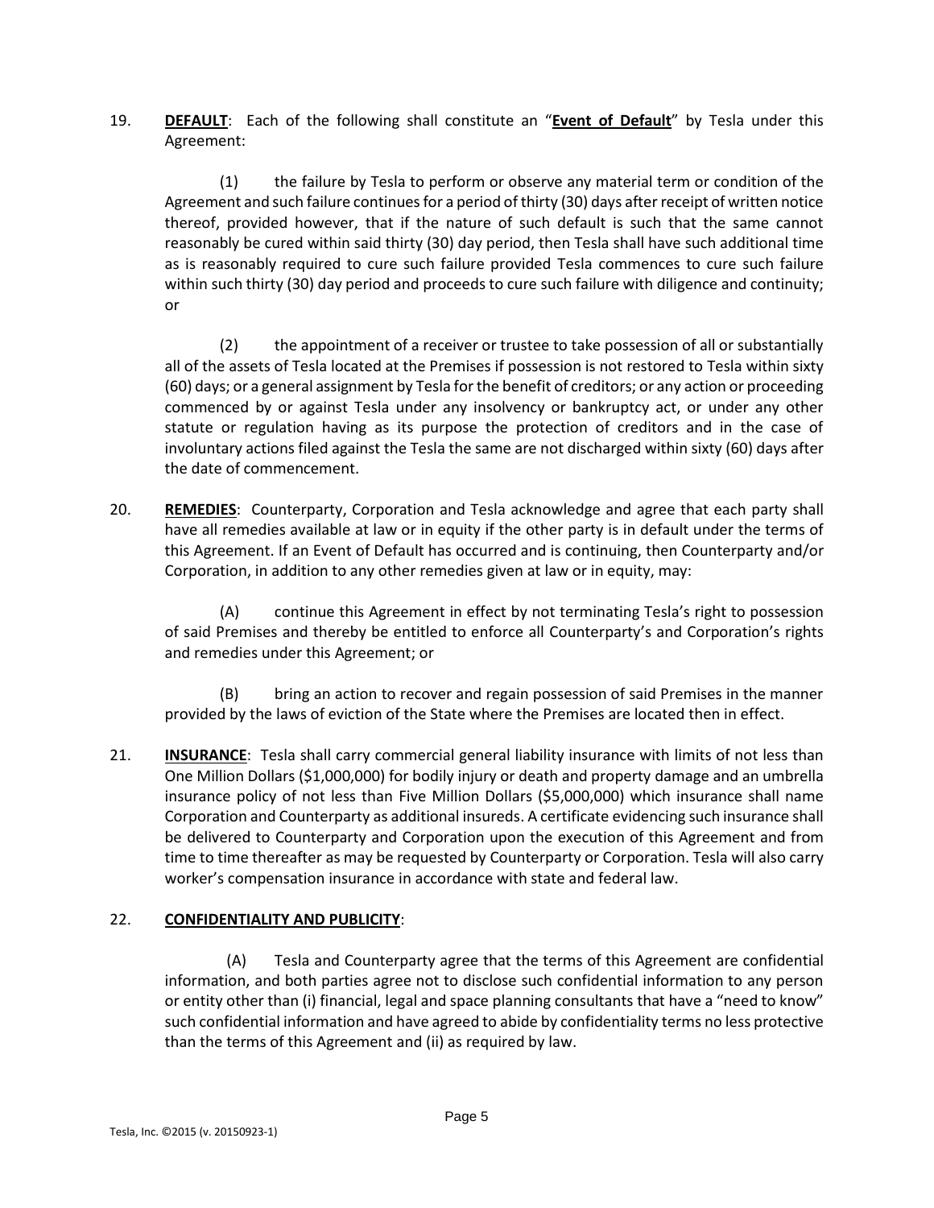19. **DEFAULT**: Each of the following shall constitute an "**Event of Default**" by Tesla under this Agreement:

(1) the failure by Tesla to perform or observe any material term or condition of the Agreement and such failure continues for a period of thirty (30) days after receipt of written notice thereof, provided however, that if the nature of such default is such that the same cannot reasonably be cured within said thirty (30) day period, then Tesla shall have such additional time as is reasonably required to cure such failure provided Tesla commences to cure such failure within such thirty (30) day period and proceeds to cure such failure with diligence and continuity; or

(2) the appointment of a receiver or trustee to take possession of all or substantially all of the assets of Tesla located at the Premises if possession is not restored to Tesla within sixty (60) days; or a general assignment by Tesla for the benefit of creditors; or any action or proceeding commenced by or against Tesla under any insolvency or bankruptcy act, or under any other statute or regulation having as its purpose the protection of creditors and in the case of involuntary actions filed against the Tesla the same are not discharged within sixty (60) days after the date of commencement.

20. **REMEDIES**: Counterparty, Corporation and Tesla acknowledge and agree that each party shall have all remedies available at law or in equity if the other party is in default under the terms of this Agreement. If an Event of Default has occurred and is continuing, then Counterparty and/or Corporation, in addition to any other remedies given at law or in equity, may:

(A) continue this Agreement in effect by not terminating Tesla's right to possession of said Premises and thereby be entitled to enforce all Counterparty's and Corporation's rights and remedies under this Agreement; or

(B) bring an action to recover and regain possession of said Premises in the manner provided by the laws of eviction of the State where the Premises are located then in effect.

21. **INSURANCE**: Tesla shall carry commercial general liability insurance with limits of not less than One Million Dollars ($1,000,000) for bodily injury or death and property damage and an umbrella insurance policy of not less than Five Million Dollars ($5,000,000) which insurance shall name Corporation and Counterparty as additional insureds. A certificate evidencing such insurance shall be delivered to Counterparty and Corporation upon the execution of this Agreement and from time to time thereafter as may be requested by Counterparty or Corporation. Tesla will also carry worker's compensation insurance in accordance with state and federal law.

22. **CONFIDENTIALITY AND PUBLICITY**:

(A) Tesla and Counterparty agree that the terms of this Agreement are confidential information, and both parties agree not to disclose such confidential information to any person or entity other than (i) financial, legal and space planning consultants that have a "need to know" such confidential information and have agreed to abide by confidentiality terms no less protective than the terms of this Agreement and (ii) as required by law.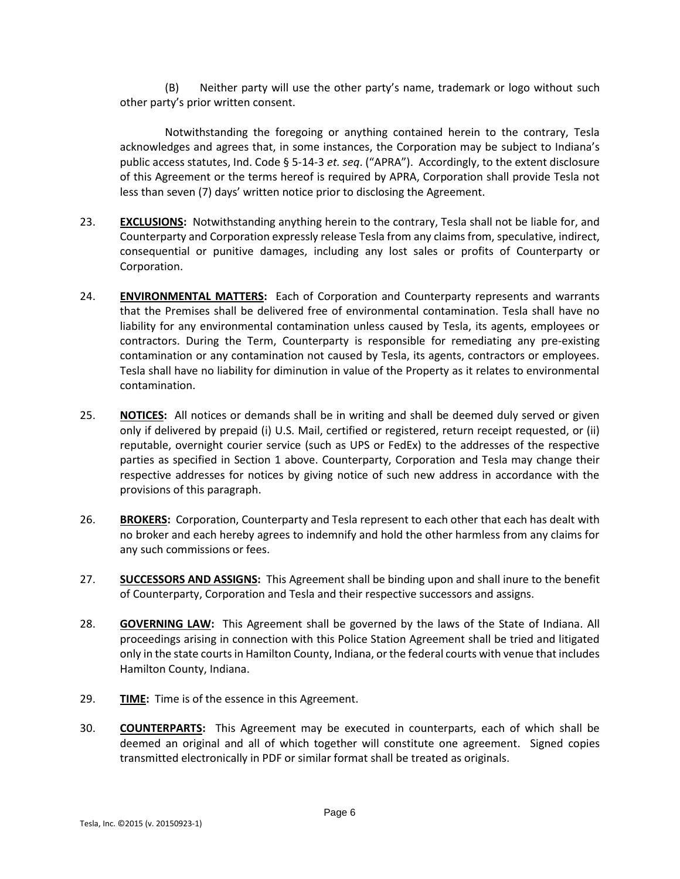(B) Neither party will use the other party's name, trademark or logo without such other party's prior written consent.

Notwithstanding the foregoing or anything contained herein to the contrary, Tesla acknowledges and agrees that, in some instances, the Corporation may be subject to Indiana's public access statutes, Ind. Code § 5-14-3 *et. seq*. ("APRA"). Accordingly, to the extent disclosure of this Agreement or the terms hereof is required by APRA, Corporation shall provide Tesla not less than seven (7) days' written notice prior to disclosing the Agreement.

23. **EXCLUSIONS:** Notwithstanding anything herein to the contrary, Tesla shall not be liable for, and Counterparty and Corporation expressly release Tesla from any claims from, speculative, indirect, consequential or punitive damages, including any lost sales or profits of Counterparty or Corporation.

24. **ENVIRONMENTAL MATTERS:** Each of Corporation and Counterparty represents and warrants that the Premises shall be delivered free of environmental contamination. Tesla shall have no liability for any environmental contamination unless caused by Tesla, its agents, employees or contractors. During the Term, Counterparty is responsible for remediating any pre-existing contamination or any contamination not caused by Tesla, its agents, contractors or employees. Tesla shall have no liability for diminution in value of the Property as it relates to environmental contamination.

25. **NOTICES:** All notices or demands shall be in writing and shall be deemed duly served or given only if delivered by prepaid (i) U.S. Mail, certified or registered, return receipt requested, or (ii) reputable, overnight courier service (such as UPS or FedEx) to the addresses of the respective parties as specified in Section 1 above. Counterparty, Corporation and Tesla may change their respective addresses for notices by giving notice of such new address in accordance with the provisions of this paragraph.

26. **BROKERS:** Corporation, Counterparty and Tesla represent to each other that each has dealt with no broker and each hereby agrees to indemnify and hold the other harmless from any claims for any such commissions or fees.

27. **SUCCESSORS AND ASSIGNS:** This Agreement shall be binding upon and shall inure to the benefit of Counterparty, Corporation and Tesla and their respective successors and assigns.

28. **GOVERNING LAW:** This Agreement shall be governed by the laws of the State of Indiana. All proceedings arising in connection with this Police Station Agreement shall be tried and litigated only in the state courts in Hamilton County, Indiana, or the federal courts with venue that includes Hamilton County, Indiana.

29. **TIME:** Time is of the essence in this Agreement.

30. **COUNTERPARTS:** This Agreement may be executed in counterparts, each of which shall be deemed an original and all of which together will constitute one agreement. Signed copies transmitted electronically in PDF or similar format shall be treated as originals.

Tesla, Inc. ©2015 (v. 20150923-1)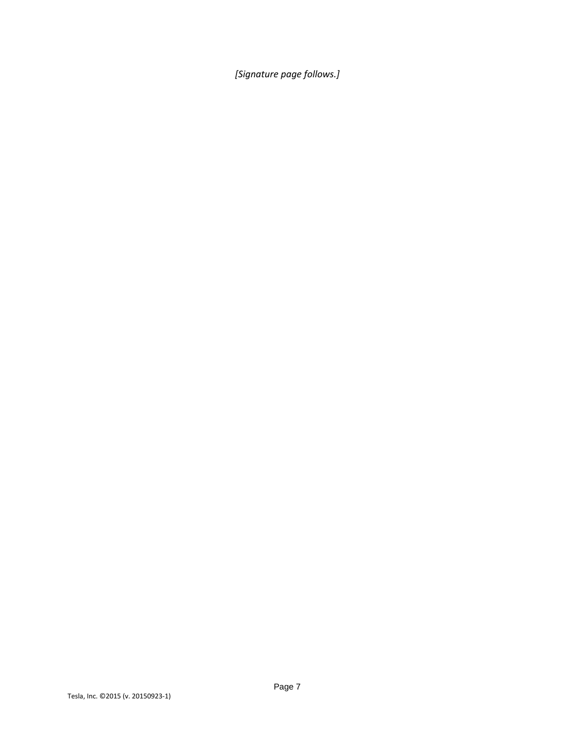*[Signature page follows.]*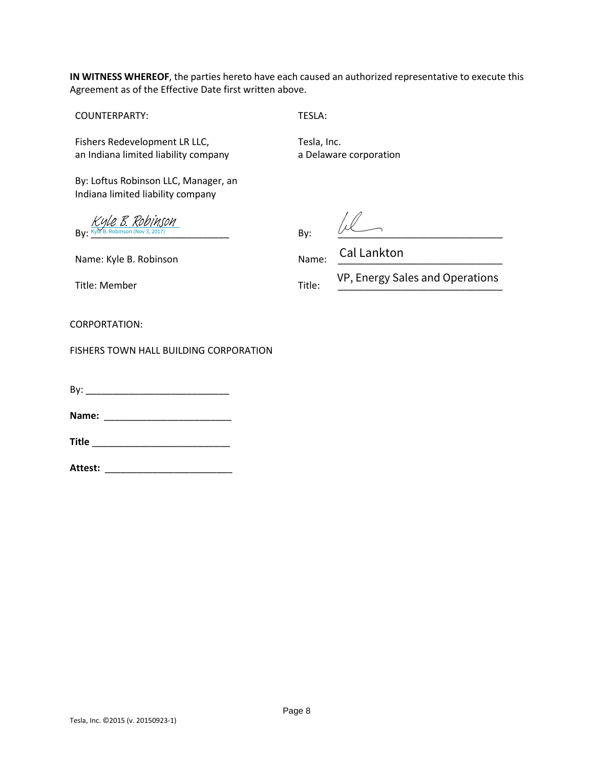**IN WITNESS WHEREOF**, the parties hereto have each caused an authorized representative to execute this Agreement as of the Effective Date first written above.

COUNTERPARTY:

Fishers Redevelopment LR LLC,
an Indiana limited liability company

By: Loftus Robinson LLC, Manager, an Indiana limited liability company

By: Kyle B. Robinson
Kyle B. Robinson (Nov 3, 2017)

Name: Kyle B. Robinson

Title: Member

TESLA:

Tesla, Inc.
a Delaware corporation

By: ______________________________

Name: Cal Lankton

Title: VP, Energy Sales and Operations

CORPORTATION:

FISHERS TOWN HALL BUILDING CORPORATION

By: ___________________________

**Name:** ________________________

**Title** __________________________

**Attest:** ________________________

Tesla, Inc. ©2015 (v. 20150923-1)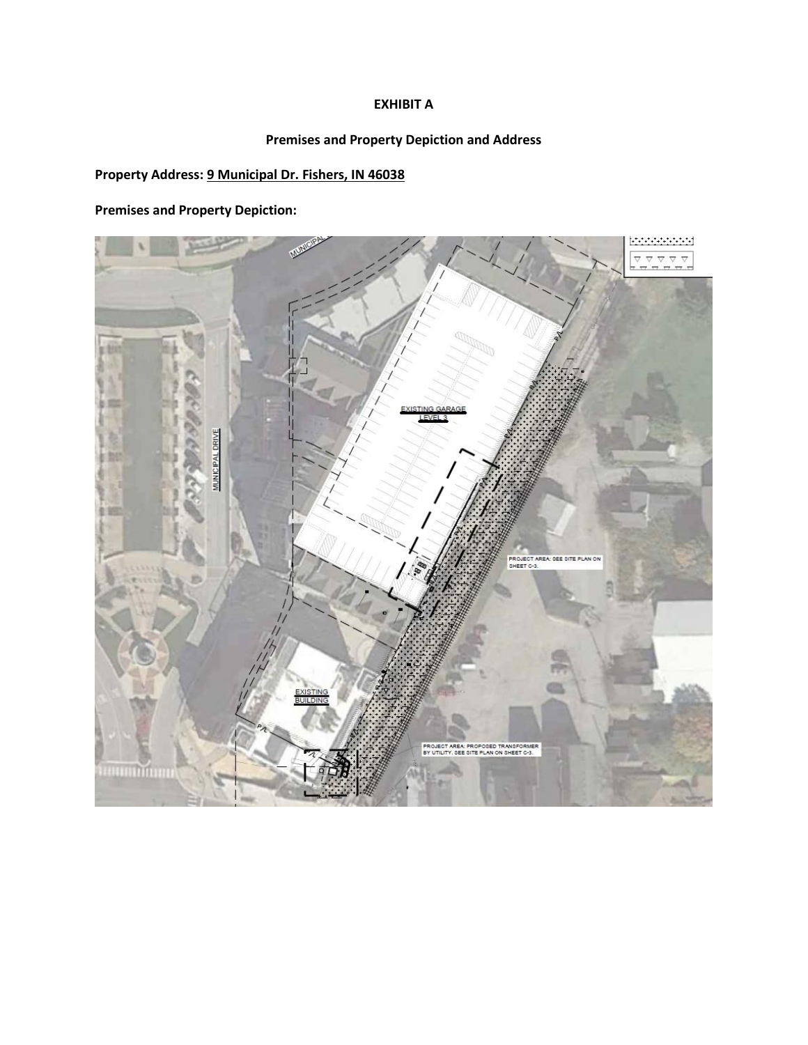# EXHIBIT A

## Premises and Property Depiction and Address

**Property Address: 9 Municipal Dr. Fishers, IN 46038**

**Premises and Property Depiction:**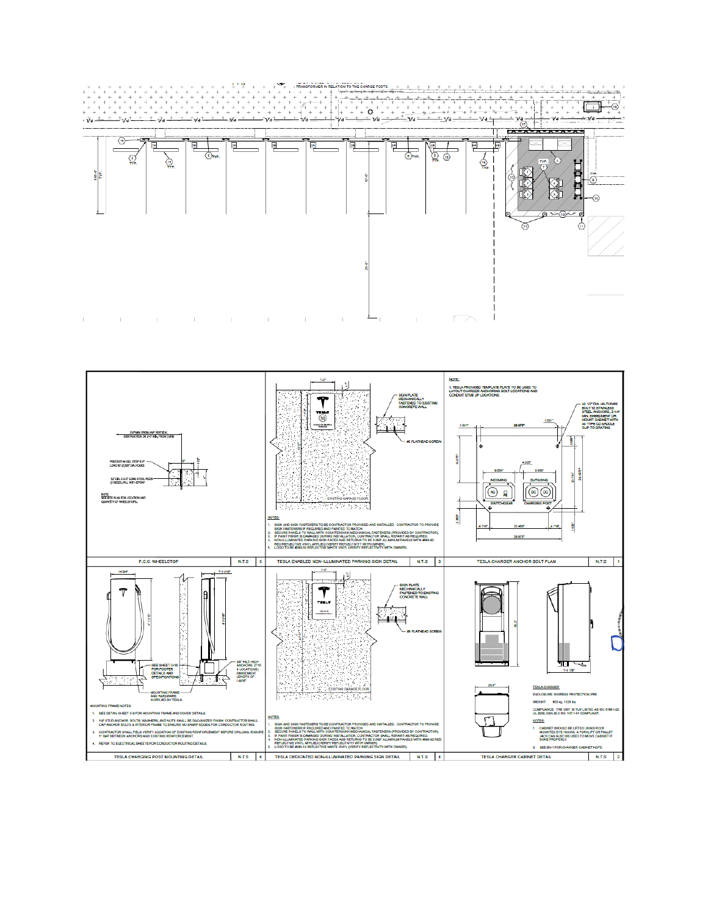TRANSFORMER IN RELATION TO THE CHARGE POSTS.

## P.C.C. WHEELSTOP — N.T.S — 5

3'-0" MIN. FROM ANY VERTICAL OBSTRUCTION OR 2'-0" MIN. FROM CURB

PRECAST WHEEL STOP 6'-0" LONG W/ (2) 5/8" DIA HOLES

1/2" DIA. X 2'-0" LONG STEEL RODS (2) REQ'D, FILL WITH EPOXY

NOTE: SEE SITE PLAN FOR LOCATION AND QUANTITY OF WHEELSTOPS.

## TESLA ENABLED NON-ILLUMINATED PARKING SIGN DETAIL — N.T.S — 3

SIGN PLATE MECHANICALLY FASTENED TO EXISTING CONCRETE WALL

#6 FLATHEAD SCREW

EXISTING GARAGE FLOOR

NOTES:

1. SIGN AND SIGN FASTENERS TO BE CONTRACTOR PROVIDED AND INSTALLED. CONTRACTOR TO PROVIDE SIGN FASTENERS IF REQUIRED AND PAINTED TO MATCH.
2. SECURE PANELS TO WALL WITH COUNTERSUNK MECHANICAL FASTENERS (PROVIDED BY CONTRACTOR).
3. IF PAINT FINISH IS DAMAGED DURING INSTALLATION, CONTRACTOR SHALL REPAINT AS REQUIRED.
4. NON-ILLUMINATED PARKING SIGN FACES AND RETURNS TO BE 0.063" ALUMINUM PANELS WITH #680-82 RED REFLECTIVE VINYL APPLIED (VERIFY REFLECTIVITY WITH OWNER).
5. LOGO TO BE #680-10 REFLECTIVE WHITE VINYL (VERIFY REFLECTIVITY WITH OWNER).

## TESLA CHARGER ANCHOR BOLT PLAN — N.T.S — 1

NOTE:

1. TESLA PROVIDED TEMPLATE PLATE TO BE USED TO LAYOUT CHARGER ANCHORING BOLT LOCATIONS AND CONDUIT STUB UP LOCATIONS.

(4) 1/2" DIA. HILTI KWIK BOLT TZ STAINLESS STEEL ANCHORS, 3-1/4" MIN. EMBEDMENT OR MOUNT CABINET WITH (4) TYPE C3 SADDLE CLIP TO GRATING

INCOMING — AC — SWITCH-GEAR

OUTGOING — DC DC — CHARGING POST

## TESLA CHARGING POST MOUNTING DETAIL — N.T.S — 6

SEE SHEET C-10 FOR FOOTER DETAILS AND SPECIFICATIONS

3/8" HILTI HDI+ ANCHORS (TYP. 4 LOCATIONS) EMBEDMENT LENGTH OF 1-9/16"

MOUNTING FRAME AND HARDWARE SUPPLIED BY TESLA

MOUNTING FRAME NOTES:

1. SEE DETAIL SHEET C-8 FOR MOUNTING FRAME AND COVER DETAILS.
2. 1/4" STUD ANCHOR, BOLTS, WASHERS, AND NUTS SHALL BE GALVANIZED FINISH. CONTRACTOR SHALL CAP ANCHOR BOLTS & INTERIOR FRAME TO ENSURE NO SHARP EDGES FOR CONDUCTOR ROUTING.
3. CONTRACTOR SHALL FIELD VERIFY LOCATION OF EXISTING REINFORCEMENT BEFORE DRILLING. ENSURE 1" GAP BETWEEN ANCHORS AND EXISTING REINFORCEMENT.
4. REFER TO ELECTRICAL SHEETS FOR CONDUCTOR ROUTING DETAILS.

## TESLA DEDICATED NON-ILLUMINATED PARKING SIGN DETAIL — N.T.S — 4

SIGN PLATE MECHANICALLY FASTENED TO EXISTING CONCRETE WALL

#6 FLATHEAD SCREW

EXISTING GARAGE FLOOR

NOTES:

1. SIGN AND SIGN FASTENERS TO BE CONTRACTOR PROVIDED AND INSTALLED. CONTRACTOR TO PROVIDE SIGN FASTENERS IF REQUIRED AND PAINTED TO MATCH.
2. SECURE PANELS TO WALL WITH COUNTERSUNK MECHANICAL FASTENERS (PROVIDED BY CONTRACTOR).
3. IF PAINT FINISH IS DAMAGED DURING INSTALLATION, CONTRACTOR SHALL REPAINT AS REQUIRED.
4. NON-ILLUMINATED PARKING SIGN FACES AND RETURNS TO BE 0.063" ALUMINUM PANELS WITH #680-82 RED REFLECTIVE VINYL APPLIED (VERIFY REFLECTIVITY WITH OWNER).
5. LOGO TO BE #680-10 REFLECTIVE WHITE VINYL (VERIFY REFLECTIVITY WITH OWNER).

## TESLA CHARGER CABINET DETAIL — N.T.S — 2

TESLA CHARGER

ENCLOSURE: INGRESS PROTECTION IP55

WEIGHT: 600 kg, 1320 lbs.

COMPLIANCE: THE UNIT IS TUV LISTED AS IEC 6185 1-23, UL 2202, CSA 22.2 NO. 107.1-01 COMPLIANT.

NOTES:

1. CABINET SHOULD BE LIFTED USING ROOF MOUNTED EYE HOOKS. A FORKLIFT OR PALLET JACK CAN ALSO BE USED TO MOVE CABINET IF DONE PROPERLY.
2. SEE EN-1 FOR CHARGER CABINET NOTE.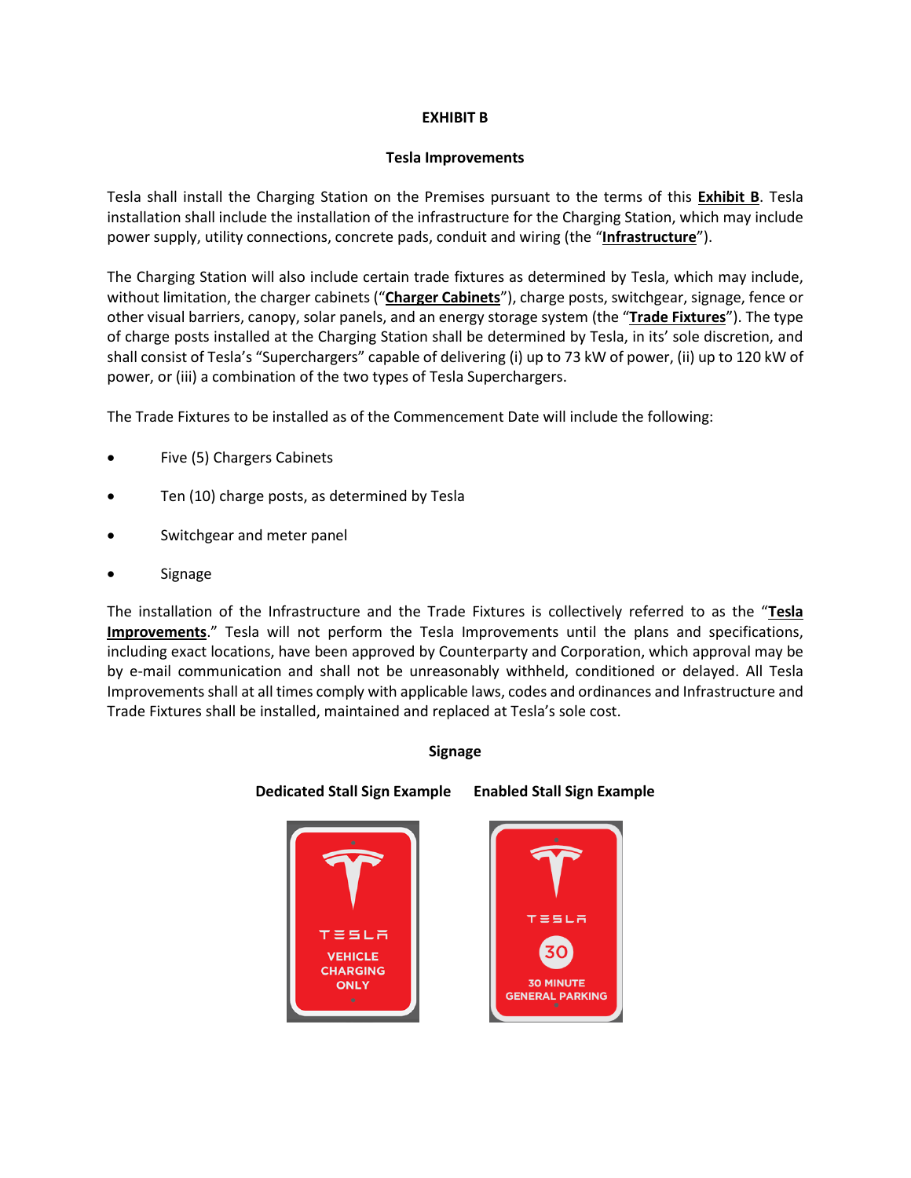**EXHIBIT B**

**Tesla Improvements**

Tesla shall install the Charging Station on the Premises pursuant to the terms of this **Exhibit B**. Tesla installation shall include the installation of the infrastructure for the Charging Station, which may include power supply, utility connections, concrete pads, conduit and wiring (the "**Infrastructure**").

The Charging Station will also include certain trade fixtures as determined by Tesla, which may include, without limitation, the charger cabinets ("**Charger Cabinets**"), charge posts, switchgear, signage, fence or other visual barriers, canopy, solar panels, and an energy storage system (the "**Trade Fixtures**"). The type of charge posts installed at the Charging Station shall be determined by Tesla, in its' sole discretion, and shall consist of Tesla's "Superchargers" capable of delivering (i) up to 73 kW of power, (ii) up to 120 kW of power, or (iii) a combination of the two types of Tesla Superchargers.

The Trade Fixtures to be installed as of the Commencement Date will include the following:

- Five (5) Chargers Cabinets
- Ten (10) charge posts, as determined by Tesla
- Switchgear and meter panel
- Signage

The installation of the Infrastructure and the Trade Fixtures is collectively referred to as the "**Tesla Improvements**." Tesla will not perform the Tesla Improvements until the plans and specifications, including exact locations, have been approved by Counterparty and Corporation, which approval may be by e-mail communication and shall not be unreasonably withheld, conditioned or delayed. All Tesla Improvements shall at all times comply with applicable laws, codes and ordinances and Infrastructure and Trade Fixtures shall be installed, maintained and replaced at Tesla's sole cost.

**Signage**

**Dedicated Stall Sign Example** **Enabled Stall Sign Example**

TESLA
VEHICLE CHARGING ONLY

TESLA
30
30 MINUTE GENERAL PARKING